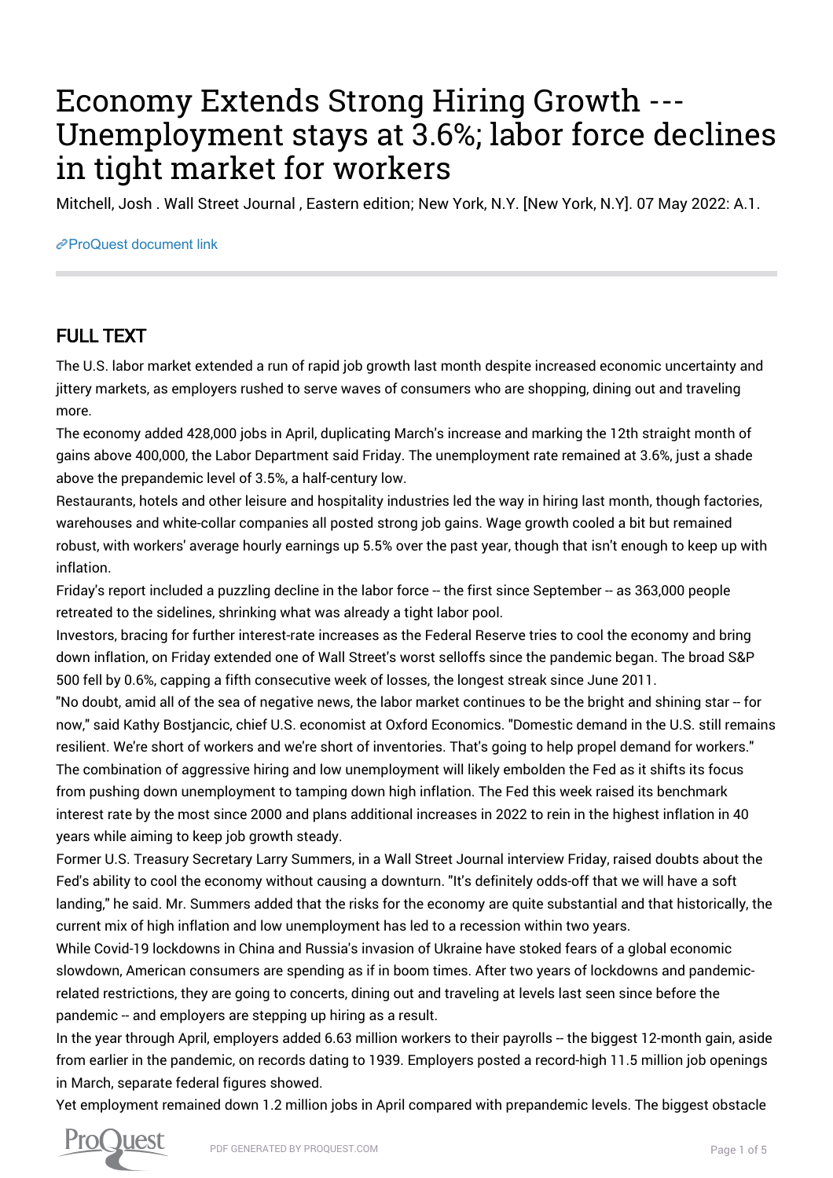# Economy Extends Strong Hiring Growth --- Unemployment stays at 3.6%; labor force declines in tight market for workers

Mitchell, Josh . Wall Street Journal , Eastern edition; New York, N.Y. [New York, N.Y]. 07 May 2022: A.1.

ProQuest document link

## FULL TEXT

The U.S. labor market extended a run of rapid job growth last month despite increased economic uncertainty and jittery markets, as employers rushed to serve waves of consumers who are shopping, dining out and traveling more.

The economy added 428,000 jobs in April, duplicating March's increase and marking the 12th straight month of gains above 400,000, the Labor Department said Friday. The unemployment rate remained at 3.6%, just a shade above the prepandemic level of 3.5%, a half-century low.

Restaurants, hotels and other leisure and hospitality industries led the way in hiring last month, though factories, warehouses and white-collar companies all posted strong job gains. Wage growth cooled a bit but remained robust, with workers' average hourly earnings up 5.5% over the past year, though that isn't enough to keep up with inflation.

Friday's report included a puzzling decline in the labor force -- the first since September -- as 363,000 people retreated to the sidelines, shrinking what was already a tight labor pool.

Investors, bracing for further interest-rate increases as the Federal Reserve tries to cool the economy and bring down inflation, on Friday extended one of Wall Street's worst selloffs since the pandemic began. The broad S&P 500 fell by 0.6%, capping a fifth consecutive week of losses, the longest streak since June 2011.

"No doubt, amid all of the sea of negative news, the labor market continues to be the bright and shining star -- for now," said Kathy Bostjancic, chief U.S. economist at Oxford Economics. "Domestic demand in the U.S. still remains resilient. We're short of workers and we're short of inventories. That's going to help propel demand for workers."

The combination of aggressive hiring and low unemployment will likely embolden the Fed as it shifts its focus from pushing down unemployment to tamping down high inflation. The Fed this week raised its benchmark interest rate by the most since 2000 and plans additional increases in 2022 to rein in the highest inflation in 40 years while aiming to keep job growth steady.

Former U.S. Treasury Secretary Larry Summers, in a Wall Street Journal interview Friday, raised doubts about the Fed's ability to cool the economy without causing a downturn. "It's definitely odds-off that we will have a soft landing," he said. Mr. Summers added that the risks for the economy are quite substantial and that historically, the current mix of high inflation and low unemployment has led to a recession within two years.

While Covid-19 lockdowns in China and Russia's invasion of Ukraine have stoked fears of a global economic slowdown, American consumers are spending as if in boom times. After two years of lockdowns and pandemic-related restrictions, they are going to concerts, dining out and traveling at levels last seen since before the pandemic -- and employers are stepping up hiring as a result.

In the year through April, employers added 6.63 million workers to their payrolls -- the biggest 12-month gain, aside from earlier in the pandemic, on records dating to 1939. Employers posted a record-high 11.5 million job openings in March, separate federal figures showed.

Yet employment remained down 1.2 million jobs in April compared with prepandemic levels. The biggest obstacle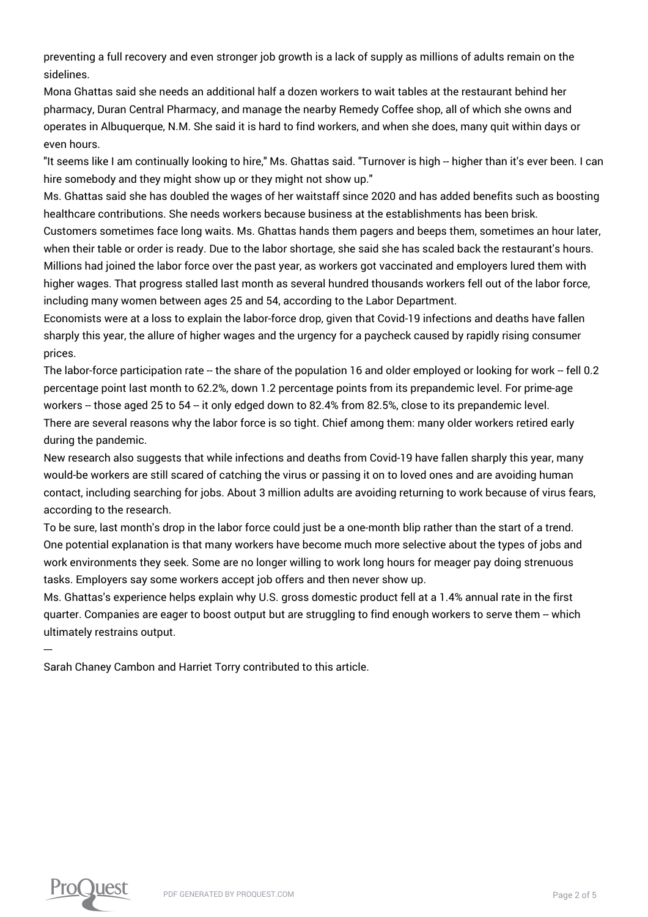preventing a full recovery and even stronger job growth is a lack of supply as millions of adults remain on the sidelines.

Mona Ghattas said she needs an additional half a dozen workers to wait tables at the restaurant behind her pharmacy, Duran Central Pharmacy, and manage the nearby Remedy Coffee shop, all of which she owns and operates in Albuquerque, N.M. She said it is hard to find workers, and when she does, many quit within days or even hours.

"It seems like I am continually looking to hire," Ms. Ghattas said. "Turnover is high -- higher than it's ever been. I can hire somebody and they might show up or they might not show up."

Ms. Ghattas said she has doubled the wages of her waitstaff since 2020 and has added benefits such as boosting healthcare contributions. She needs workers because business at the establishments has been brisk.

Customers sometimes face long waits. Ms. Ghattas hands them pagers and beeps them, sometimes an hour later, when their table or order is ready. Due to the labor shortage, she said she has scaled back the restaurant's hours.

Millions had joined the labor force over the past year, as workers got vaccinated and employers lured them with higher wages. That progress stalled last month as several hundred thousands workers fell out of the labor force, including many women between ages 25 and 54, according to the Labor Department.

Economists were at a loss to explain the labor-force drop, given that Covid-19 infections and deaths have fallen sharply this year, the allure of higher wages and the urgency for a paycheck caused by rapidly rising consumer prices.

The labor-force participation rate -- the share of the population 16 and older employed or looking for work -- fell 0.2 percentage point last month to 62.2%, down 1.2 percentage points from its prepandemic level. For prime-age workers -- those aged 25 to 54 -- it only edged down to 82.4% from 82.5%, close to its prepandemic level.

There are several reasons why the labor force is so tight. Chief among them: many older workers retired early during the pandemic.

New research also suggests that while infections and deaths from Covid-19 have fallen sharply this year, many would-be workers are still scared of catching the virus or passing it on to loved ones and are avoiding human contact, including searching for jobs. About 3 million adults are avoiding returning to work because of virus fears, according to the research.

To be sure, last month's drop in the labor force could just be a one-month blip rather than the start of a trend. One potential explanation is that many workers have become much more selective about the types of jobs and work environments they seek. Some are no longer willing to work long hours for meager pay doing strenuous tasks. Employers say some workers accept job offers and then never show up.

Ms. Ghattas's experience helps explain why U.S. gross domestic product fell at a 1.4% annual rate in the first quarter. Companies are eager to boost output but are struggling to find enough workers to serve them -- which ultimately restrains output.

---

Sarah Chaney Cambon and Harriet Torry contributed to this article.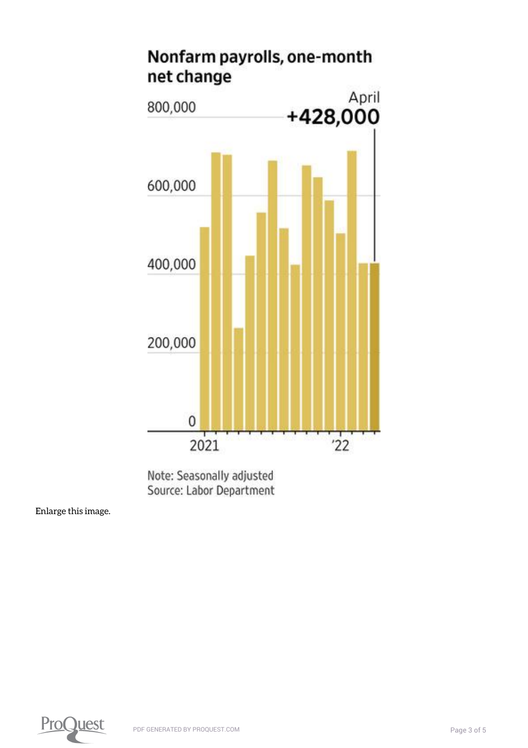**Nonfarm payrolls, one-month net change**

April **+428,000**

800,000

600,000

400,000

200,000

0

2021 '22

Note: Seasonally adjusted

Source: Labor Department

Enlarge this image.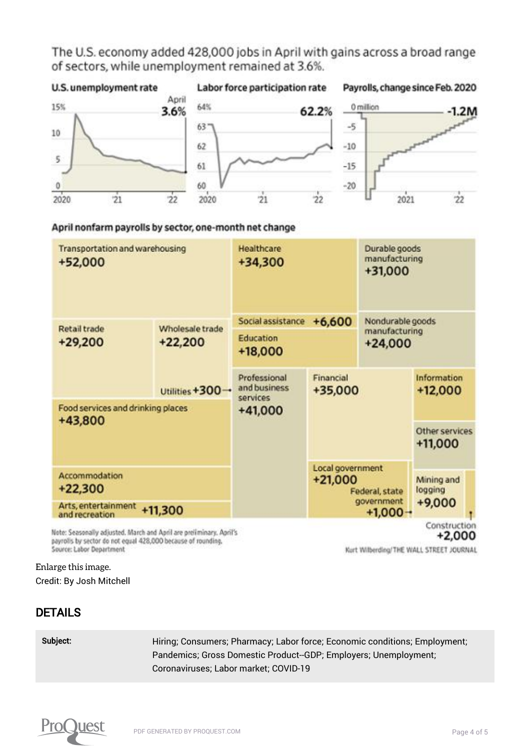The U.S. economy added 428,000 jobs in April with gains across a broad range of sectors, while unemployment remained at 3.6%.

**U.S. unemployment rate** — April 3.6%

**Labor force participation rate** — 62.2%

**Payrolls, change since Feb. 2020** — -1.2M

**April nonfarm payrolls by sector, one-month net change**

| Sector | Change |
|---|---|
| Transportation and warehousing | +52,000 |
| Food services and drinking places | +43,800 |
| Professional and business services | +41,000 |
| Financial | +35,000 |
| Healthcare | +34,300 |
| Durable goods manufacturing | +31,000 |
| Retail trade | +29,200 |
| Nondurable goods manufacturing | +24,000 |
| Accommodation | +22,300 |
| Wholesale trade | +22,200 |
| Local government | +21,000 |
| Education | +18,000 |
| Information | +12,000 |
| Arts, entertainment and recreation | +11,300 |
| Other services | +11,000 |
| Mining and logging | +9,000 |
| Social assistance | +6,600 |
| Construction | +2,000 |
| Federal, state government | +1,000 |
| Utilities | +300 |

Note: Seasonally adjusted. March and April are preliminary. April's payrolls by sector do not equal 428,000 because of rounding.
Source: Labor Department

Kurt Wilberding/THE WALL STREET JOURNAL

Enlarge this image.
Credit: By Josh Mitchell

## DETAILS

| | |
|---|---|
| **Subject:** | Hiring; Consumers; Pharmacy; Labor force; Economic conditions; Employment; Pandemics; Gross Domestic Product--GDP; Employers; Unemployment; Coronaviruses; Labor market; COVID-19 |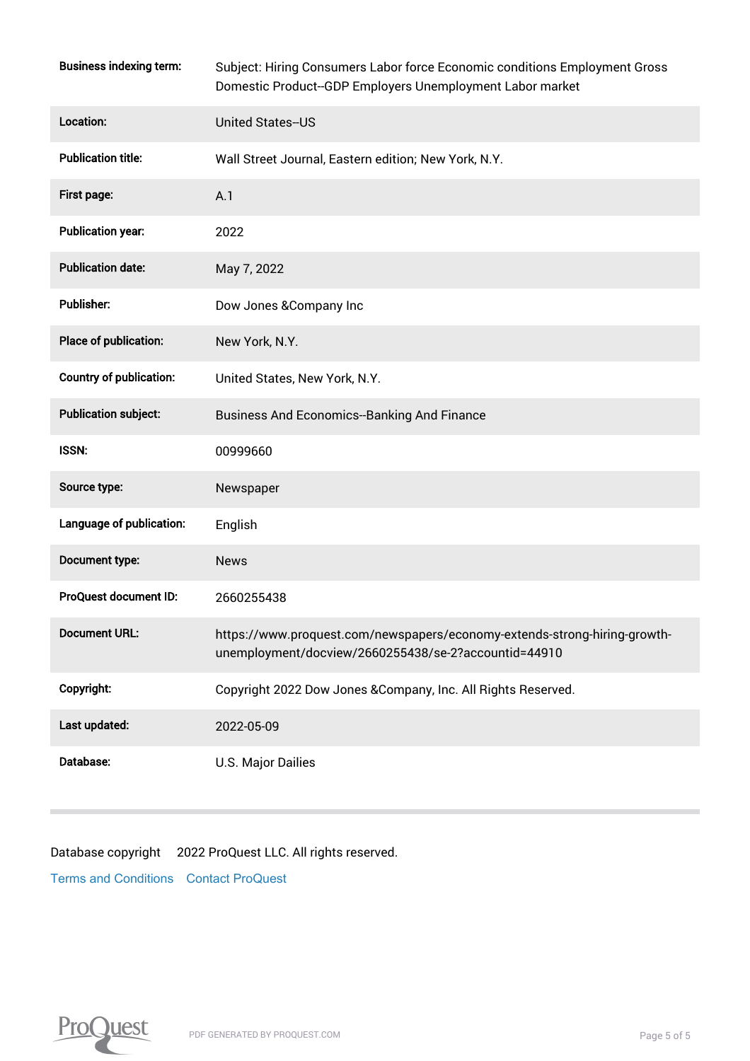| | |
|---|---|
| **Business indexing term:** | Subject: Hiring Consumers Labor force Economic conditions Employment Gross Domestic Product--GDP Employers Unemployment Labor market |
| **Location:** | United States--US |
| **Publication title:** | Wall Street Journal, Eastern edition; New York, N.Y. |
| **First page:** | A.1 |
| **Publication year:** | 2022 |
| **Publication date:** | May 7, 2022 |
| **Publisher:** | Dow Jones &Company Inc |
| **Place of publication:** | New York, N.Y. |
| **Country of publication:** | United States, New York, N.Y. |
| **Publication subject:** | Business And Economics--Banking And Finance |
| **ISSN:** | 00999660 |
| **Source type:** | Newspaper |
| **Language of publication:** | English |
| **Document type:** | News |
| **ProQuest document ID:** | 2660255438 |
| **Document URL:** | https://www.proquest.com/newspapers/economy-extends-strong-hiring-growth-unemployment/docview/2660255438/se-2?accountid=44910 |
| **Copyright:** | Copyright 2022 Dow Jones &Company, Inc. All Rights Reserved. |
| **Last updated:** | 2022-05-09 |
| **Database:** | U.S. Major Dailies |

Database copyright 2022 ProQuest LLC. All rights reserved.

Terms and Conditions Contact ProQuest